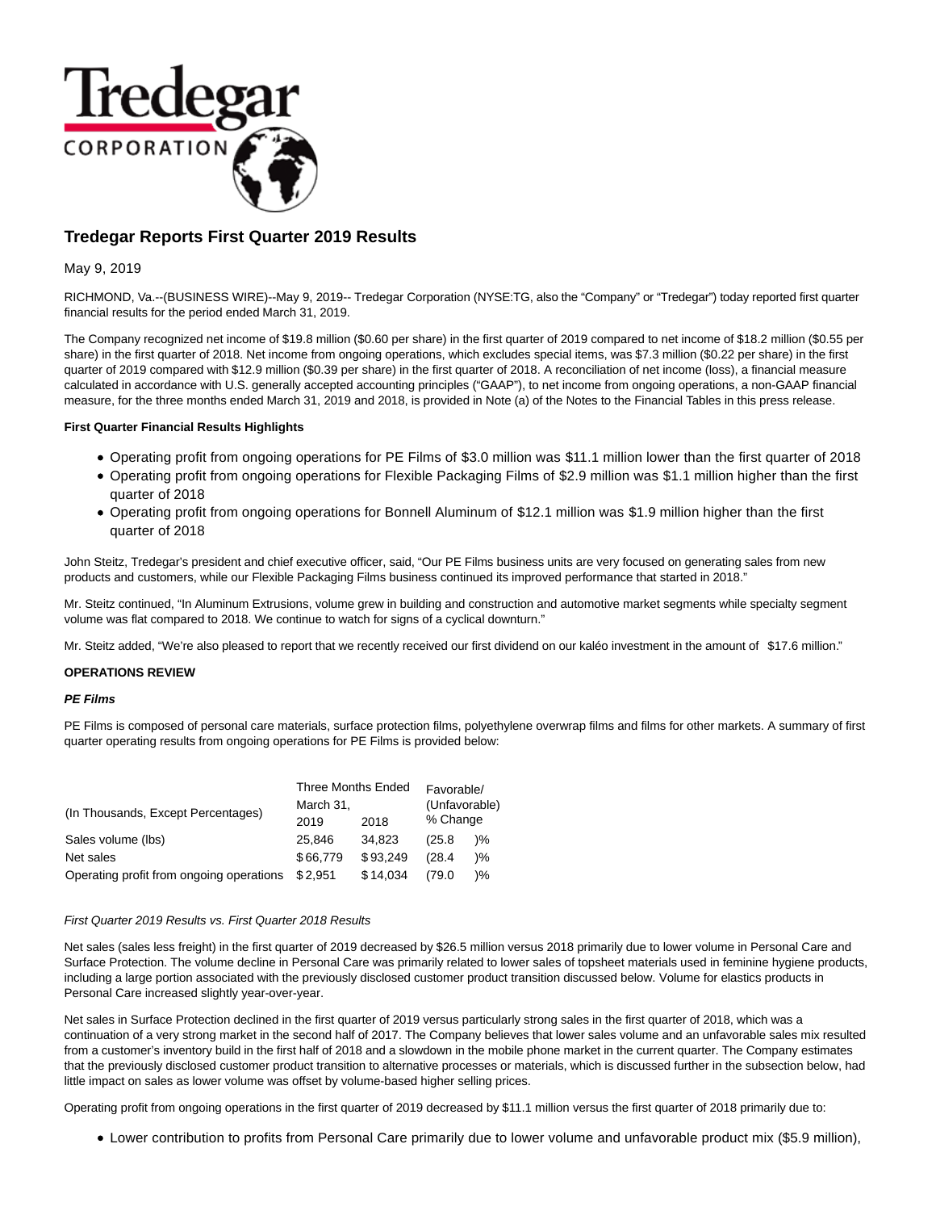# Tredegar Reports First Quarter 2019 Results

May 9, 2019

RICHMOND, Va.--(BUSINESS WIRE)--May 9, 2019-- Tredegar Corporation (NYSE:TG, also the “Company” or “Tredegar”) today reported first quarter financial results for the period ended March 31, 2019.

The Company recognized net income of $19.8 million ($0.60 per share) in the first quarter of 2019 compared to net income of $18.2 million ($0.55 per share) in the first quarter of 2018. Net income from ongoing operations, which excludes special items, was $7.3 million ($0.22 per share) in the first quarter of 2019 compared with $12.9 million ($0.39 per share) in the first quarter of 2018. A reconciliation of net income (loss), a financial measure calculated in accordance with U.S. generally accepted accounting principles (“GAAP”), to net income from ongoing operations, a non-GAAP financial measure, for the three months ended March 31, 2019 and 2018, is provided in Note (a) of the Notes to the Financial Tables in this press release.

**First Quarter Financial Results Highlights**

- Operating profit from ongoing operations for PE Films of $3.0 million was $11.1 million lower than the first quarter of 2018
- Operating profit from ongoing operations for Flexible Packaging Films of $2.9 million was $1.1 million higher than the first quarter of 2018
- Operating profit from ongoing operations for Bonnell Aluminum of $12.1 million was $1.9 million higher than the first quarter of 2018

John Steitz, Tredegar’s president and chief executive officer, said, “Our PE Films business units are very focused on generating sales from new products and customers, while our Flexible Packaging Films business continued its improved performance that started in 2018.”

Mr. Steitz continued, “In Aluminum Extrusions, volume grew in building and construction and automotive market segments while specialty segment volume was flat compared to 2018. We continue to watch for signs of a cyclical downturn.”

Mr. Steitz added, “We’re also pleased to report that we recently received our first dividend on our kaléo investment in the amount of $17.6 million.”

**OPERATIONS REVIEW**

***PE Films***

PE Films is composed of personal care materials, surface protection films, polyethylene overwrap films and films for other markets. A summary of first quarter operating results from ongoing operations for PE Films is provided below:

| (In Thousands, Except Percentages) | Three Months Ended March 31, 2019 | Three Months Ended March 31, 2018 | Favorable/ (Unfavorable) % Change |
|---|---|---|---|
| Sales volume (lbs) | 25,846 | 34,823 | (25.8 )% |
| Net sales | $ 66,779 | $ 93,249 | (28.4 )% |
| Operating profit from ongoing operations | $ 2,951 | $ 14,034 | (79.0 )% |

*First Quarter 2019 Results vs. First Quarter 2018 Results*

Net sales (sales less freight) in the first quarter of 2019 decreased by $26.5 million versus 2018 primarily due to lower volume in Personal Care and Surface Protection. The volume decline in Personal Care was primarily related to lower sales of topsheet materials used in feminine hygiene products, including a large portion associated with the previously disclosed customer product transition discussed below. Volume for elastics products in Personal Care increased slightly year-over-year.

Net sales in Surface Protection declined in the first quarter of 2019 versus particularly strong sales in the first quarter of 2018, which was a continuation of a very strong market in the second half of 2017. The Company believes that lower sales volume and an unfavorable sales mix resulted from a customer’s inventory build in the first half of 2018 and a slowdown in the mobile phone market in the current quarter. The Company estimates that the previously disclosed customer product transition to alternative processes or materials, which is discussed further in the subsection below, had little impact on sales as lower volume was offset by volume-based higher selling prices.

Operating profit from ongoing operations in the first quarter of 2019 decreased by $11.1 million versus the first quarter of 2018 primarily due to:

- Lower contribution to profits from Personal Care primarily due to lower volume and unfavorable product mix ($5.9 million),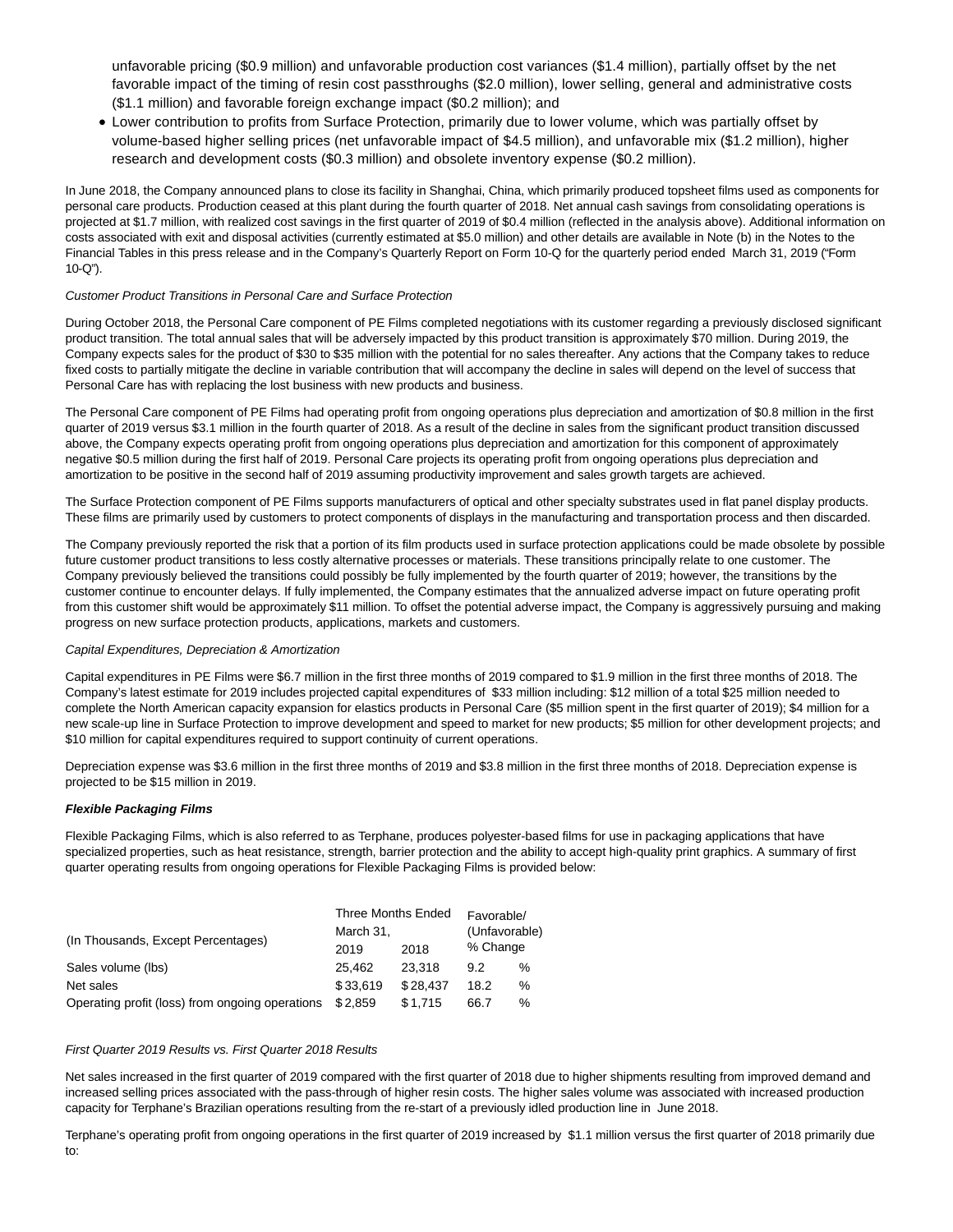unfavorable pricing ($0.9 million) and unfavorable production cost variances ($1.4 million), partially offset by the net favorable impact of the timing of resin cost passthroughs ($2.0 million), lower selling, general and administrative costs ($1.1 million) and favorable foreign exchange impact ($0.2 million); and

- Lower contribution to profits from Surface Protection, primarily due to lower volume, which was partially offset by volume-based higher selling prices (net unfavorable impact of $4.5 million), and unfavorable mix ($1.2 million), higher research and development costs ($0.3 million) and obsolete inventory expense ($0.2 million).

In June 2018, the Company announced plans to close its facility in Shanghai, China, which primarily produced topsheet films used as components for personal care products. Production ceased at this plant during the fourth quarter of 2018. Net annual cash savings from consolidating operations is projected at $1.7 million, with realized cost savings in the first quarter of 2019 of $0.4 million (reflected in the analysis above). Additional information on costs associated with exit and disposal activities (currently estimated at $5.0 million) and other details are available in Note (b) in the Notes to the Financial Tables in this press release and in the Company's Quarterly Report on Form 10-Q for the quarterly period ended March 31, 2019 ("Form 10-Q").

*Customer Product Transitions in Personal Care and Surface Protection*

During October 2018, the Personal Care component of PE Films completed negotiations with its customer regarding a previously disclosed significant product transition. The total annual sales that will be adversely impacted by this product transition is approximately $70 million. During 2019, the Company expects sales for the product of $30 to $35 million with the potential for no sales thereafter. Any actions that the Company takes to reduce fixed costs to partially mitigate the decline in variable contribution that will accompany the decline in sales will depend on the level of success that Personal Care has with replacing the lost business with new products and business.

The Personal Care component of PE Films had operating profit from ongoing operations plus depreciation and amortization of $0.8 million in the first quarter of 2019 versus $3.1 million in the fourth quarter of 2018. As a result of the decline in sales from the significant product transition discussed above, the Company expects operating profit from ongoing operations plus depreciation and amortization for this component of approximately negative $0.5 million during the first half of 2019. Personal Care projects its operating profit from ongoing operations plus depreciation and amortization to be positive in the second half of 2019 assuming productivity improvement and sales growth targets are achieved.

The Surface Protection component of PE Films supports manufacturers of optical and other specialty substrates used in flat panel display products. These films are primarily used by customers to protect components of displays in the manufacturing and transportation process and then discarded.

The Company previously reported the risk that a portion of its film products used in surface protection applications could be made obsolete by possible future customer product transitions to less costly alternative processes or materials. These transitions principally relate to one customer. The Company previously believed the transitions could possibly be fully implemented by the fourth quarter of 2019; however, the transitions by the customer continue to encounter delays. If fully implemented, the Company estimates that the annualized adverse impact on future operating profit from this customer shift would be approximately $11 million. To offset the potential adverse impact, the Company is aggressively pursuing and making progress on new surface protection products, applications, markets and customers.

*Capital Expenditures, Depreciation & Amortization*

Capital expenditures in PE Films were $6.7 million in the first three months of 2019 compared to $1.9 million in the first three months of 2018. The Company's latest estimate for 2019 includes projected capital expenditures of $33 million including: $12 million of a total $25 million needed to complete the North American capacity expansion for elastics products in Personal Care ($5 million spent in the first quarter of 2019); $4 million for a new scale-up line in Surface Protection to improve development and speed to market for new products; $5 million for other development projects; and $10 million for capital expenditures required to support continuity of current operations.

Depreciation expense was $3.6 million in the first three months of 2019 and $3.8 million in the first three months of 2018. Depreciation expense is projected to be $15 million in 2019.

***Flexible Packaging Films***

Flexible Packaging Films, which is also referred to as Terphane, produces polyester-based films for use in packaging applications that have specialized properties, such as heat resistance, strength, barrier protection and the ability to accept high-quality print graphics. A summary of first quarter operating results from ongoing operations for Flexible Packaging Films is provided below:

| (In Thousands, Except Percentages) | Three Months Ended March 31, 2019 | Three Months Ended March 31, 2018 | Favorable/ (Unfavorable) % Change | |
|---|---|---|---|---|
| Sales volume (lbs) | 25,462 | 23,318 | 9.2 | % |
| Net sales | $33,619 | $28,437 | 18.2 | % |
| Operating profit (loss) from ongoing operations | $2,859 | $1,715 | 66.7 | % |

*First Quarter 2019 Results vs. First Quarter 2018 Results*

Net sales increased in the first quarter of 2019 compared with the first quarter of 2018 due to higher shipments resulting from improved demand and increased selling prices associated with the pass-through of higher resin costs. The higher sales volume was associated with increased production capacity for Terphane's Brazilian operations resulting from the re-start of a previously idled production line in June 2018.

Terphane's operating profit from ongoing operations in the first quarter of 2019 increased by $1.1 million versus the first quarter of 2018 primarily due to: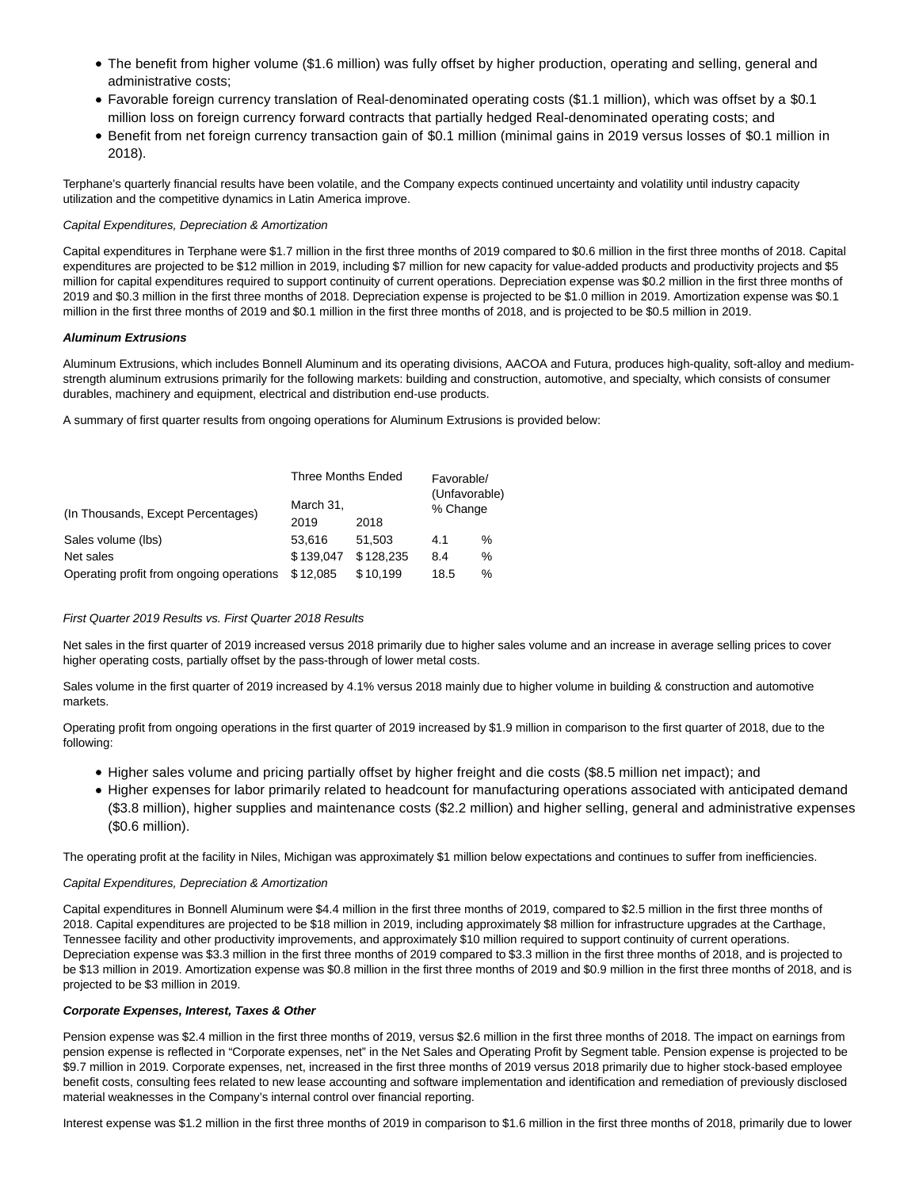- The benefit from higher volume ($1.6 million) was fully offset by higher production, operating and selling, general and administrative costs;
- Favorable foreign currency translation of Real-denominated operating costs ($1.1 million), which was offset by a $0.1 million loss on foreign currency forward contracts that partially hedged Real-denominated operating costs; and
- Benefit from net foreign currency transaction gain of $0.1 million (minimal gains in 2019 versus losses of $0.1 million in 2018).

Terphane's quarterly financial results have been volatile, and the Company expects continued uncertainty and volatility until industry capacity utilization and the competitive dynamics in Latin America improve.

*Capital Expenditures, Depreciation & Amortization*

Capital expenditures in Terphane were $1.7 million in the first three months of 2019 compared to $0.6 million in the first three months of 2018. Capital expenditures are projected to be $12 million in 2019, including $7 million for new capacity for value-added products and productivity projects and $5 million for capital expenditures required to support continuity of current operations. Depreciation expense was $0.2 million in the first three months of 2019 and $0.3 million in the first three months of 2018. Depreciation expense is projected to be $1.0 million in 2019. Amortization expense was $0.1 million in the first three months of 2019 and $0.1 million in the first three months of 2018, and is projected to be $0.5 million in 2019.

***Aluminum Extrusions***

Aluminum Extrusions, which includes Bonnell Aluminum and its operating divisions, AACOA and Futura, produces high-quality, soft-alloy and medium-strength aluminum extrusions primarily for the following markets: building and construction, automotive, and specialty, which consists of consumer durables, machinery and equipment, electrical and distribution end-use products.

A summary of first quarter results from ongoing operations for Aluminum Extrusions is provided below:

| (In Thousands, Except Percentages) | Three Months Ended March 31, 2019 | 2018 | Favorable/ (Unfavorable) % Change | |
|---|---|---|---|---|
| Sales volume (lbs) | 53,616 | 51,503 | 4.1 | % |
| Net sales | $139,047 | $128,235 | 8.4 | % |
| Operating profit from ongoing operations | $12,085 | $10,199 | 18.5 | % |

*First Quarter 2019 Results vs. First Quarter 2018 Results*

Net sales in the first quarter of 2019 increased versus 2018 primarily due to higher sales volume and an increase in average selling prices to cover higher operating costs, partially offset by the pass-through of lower metal costs.

Sales volume in the first quarter of 2019 increased by 4.1% versus 2018 mainly due to higher volume in building & construction and automotive markets.

Operating profit from ongoing operations in the first quarter of 2019 increased by $1.9 million in comparison to the first quarter of 2018, due to the following:

- Higher sales volume and pricing partially offset by higher freight and die costs ($8.5 million net impact); and
- Higher expenses for labor primarily related to headcount for manufacturing operations associated with anticipated demand ($3.8 million), higher supplies and maintenance costs ($2.2 million) and higher selling, general and administrative expenses ($0.6 million).

The operating profit at the facility in Niles, Michigan was approximately $1 million below expectations and continues to suffer from inefficiencies.

*Capital Expenditures, Depreciation & Amortization*

Capital expenditures in Bonnell Aluminum were $4.4 million in the first three months of 2019, compared to $2.5 million in the first three months of 2018. Capital expenditures are projected to be $18 million in 2019, including approximately $8 million for infrastructure upgrades at the Carthage, Tennessee facility and other productivity improvements, and approximately $10 million required to support continuity of current operations. Depreciation expense was $3.3 million in the first three months of 2019 compared to $3.3 million in the first three months of 2018, and is projected to be $13 million in 2019. Amortization expense was $0.8 million in the first three months of 2019 and $0.9 million in the first three months of 2018, and is projected to be $3 million in 2019.

***Corporate Expenses, Interest, Taxes & Other***

Pension expense was $2.4 million in the first three months of 2019, versus $2.6 million in the first three months of 2018. The impact on earnings from pension expense is reflected in "Corporate expenses, net" in the Net Sales and Operating Profit by Segment table. Pension expense is projected to be $9.7 million in 2019. Corporate expenses, net, increased in the first three months of 2019 versus 2018 primarily due to higher stock-based employee benefit costs, consulting fees related to new lease accounting and software implementation and identification and remediation of previously disclosed material weaknesses in the Company's internal control over financial reporting.

Interest expense was $1.2 million in the first three months of 2019 in comparison to $1.6 million in the first three months of 2018, primarily due to lower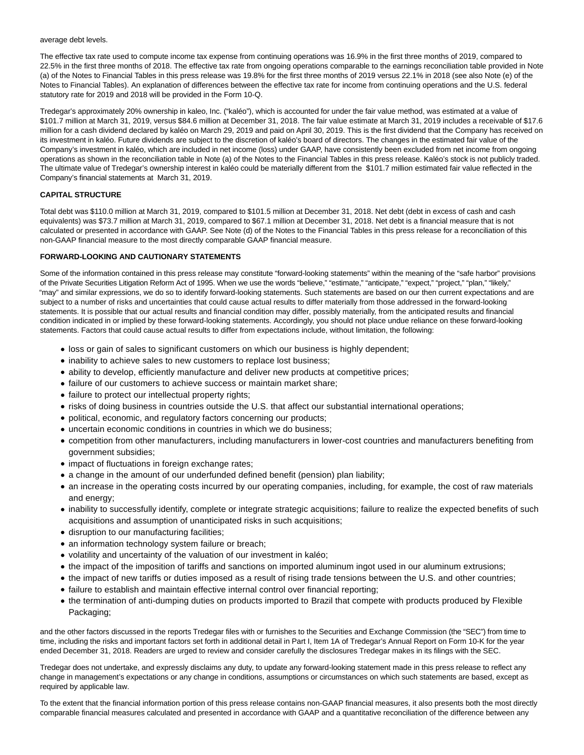average debt levels.

The effective tax rate used to compute income tax expense from continuing operations was 16.9% in the first three months of 2019, compared to 22.5% in the first three months of 2018. The effective tax rate from ongoing operations comparable to the earnings reconciliation table provided in Note (a) of the Notes to Financial Tables in this press release was 19.8% for the first three months of 2019 versus 22.1% in 2018 (see also Note (e) of the Notes to Financial Tables). An explanation of differences between the effective tax rate for income from continuing operations and the U.S. federal statutory rate for 2019 and 2018 will be provided in the Form 10-Q.

Tredegar's approximately 20% ownership in kaleo, Inc. ("kaléo"), which is accounted for under the fair value method, was estimated at a value of $101.7 million at March 31, 2019, versus $84.6 million at December 31, 2018. The fair value estimate at March 31, 2019 includes a receivable of $17.6 million for a cash dividend declared by kaléo on March 29, 2019 and paid on April 30, 2019. This is the first dividend that the Company has received on its investment in kaléo. Future dividends are subject to the discretion of kaléo's board of directors. The changes in the estimated fair value of the Company's investment in kaléo, which are included in net income (loss) under GAAP, have consistently been excluded from net income from ongoing operations as shown in the reconciliation table in Note (a) of the Notes to the Financial Tables in this press release. Kaléo's stock is not publicly traded. The ultimate value of Tredegar's ownership interest in kaléo could be materially different from the $101.7 million estimated fair value reflected in the Company's financial statements at March 31, 2019.

**CAPITAL STRUCTURE**

Total debt was $110.0 million at March 31, 2019, compared to $101.5 million at December 31, 2018. Net debt (debt in excess of cash and cash equivalents) was $73.7 million at March 31, 2019, compared to $67.1 million at December 31, 2018. Net debt is a financial measure that is not calculated or presented in accordance with GAAP. See Note (d) of the Notes to the Financial Tables in this press release for a reconciliation of this non-GAAP financial measure to the most directly comparable GAAP financial measure.

**FORWARD-LOOKING AND CAUTIONARY STATEMENTS**

Some of the information contained in this press release may constitute "forward-looking statements" within the meaning of the "safe harbor" provisions of the Private Securities Litigation Reform Act of 1995. When we use the words "believe," "estimate," "anticipate," "expect," "project," "plan," "likely," "may" and similar expressions, we do so to identify forward-looking statements. Such statements are based on our then current expectations and are subject to a number of risks and uncertainties that could cause actual results to differ materially from those addressed in the forward-looking statements. It is possible that our actual results and financial condition may differ, possibly materially, from the anticipated results and financial condition indicated in or implied by these forward-looking statements. Accordingly, you should not place undue reliance on these forward-looking statements. Factors that could cause actual results to differ from expectations include, without limitation, the following:

- loss or gain of sales to significant customers on which our business is highly dependent;
- inability to achieve sales to new customers to replace lost business;
- ability to develop, efficiently manufacture and deliver new products at competitive prices;
- failure of our customers to achieve success or maintain market share;
- failure to protect our intellectual property rights;
- risks of doing business in countries outside the U.S. that affect our substantial international operations;
- political, economic, and regulatory factors concerning our products;
- uncertain economic conditions in countries in which we do business;
- competition from other manufacturers, including manufacturers in lower-cost countries and manufacturers benefiting from government subsidies;
- impact of fluctuations in foreign exchange rates;
- a change in the amount of our underfunded defined benefit (pension) plan liability;
- an increase in the operating costs incurred by our operating companies, including, for example, the cost of raw materials and energy;
- inability to successfully identify, complete or integrate strategic acquisitions; failure to realize the expected benefits of such acquisitions and assumption of unanticipated risks in such acquisitions;
- disruption to our manufacturing facilities;
- an information technology system failure or breach;
- volatility and uncertainty of the valuation of our investment in kaléo;
- the impact of the imposition of tariffs and sanctions on imported aluminum ingot used in our aluminum extrusions;
- the impact of new tariffs or duties imposed as a result of rising trade tensions between the U.S. and other countries;
- failure to establish and maintain effective internal control over financial reporting;
- the termination of anti-dumping duties on products imported to Brazil that compete with products produced by Flexible Packaging;

and the other factors discussed in the reports Tredegar files with or furnishes to the Securities and Exchange Commission (the "SEC") from time to time, including the risks and important factors set forth in additional detail in Part I, Item 1A of Tredegar's Annual Report on Form 10-K for the year ended December 31, 2018. Readers are urged to review and consider carefully the disclosures Tredegar makes in its filings with the SEC.

Tredegar does not undertake, and expressly disclaims any duty, to update any forward-looking statement made in this press release to reflect any change in management's expectations or any change in conditions, assumptions or circumstances on which such statements are based, except as required by applicable law.

To the extent that the financial information portion of this press release contains non-GAAP financial measures, it also presents both the most directly comparable financial measures calculated and presented in accordance with GAAP and a quantitative reconciliation of the difference between any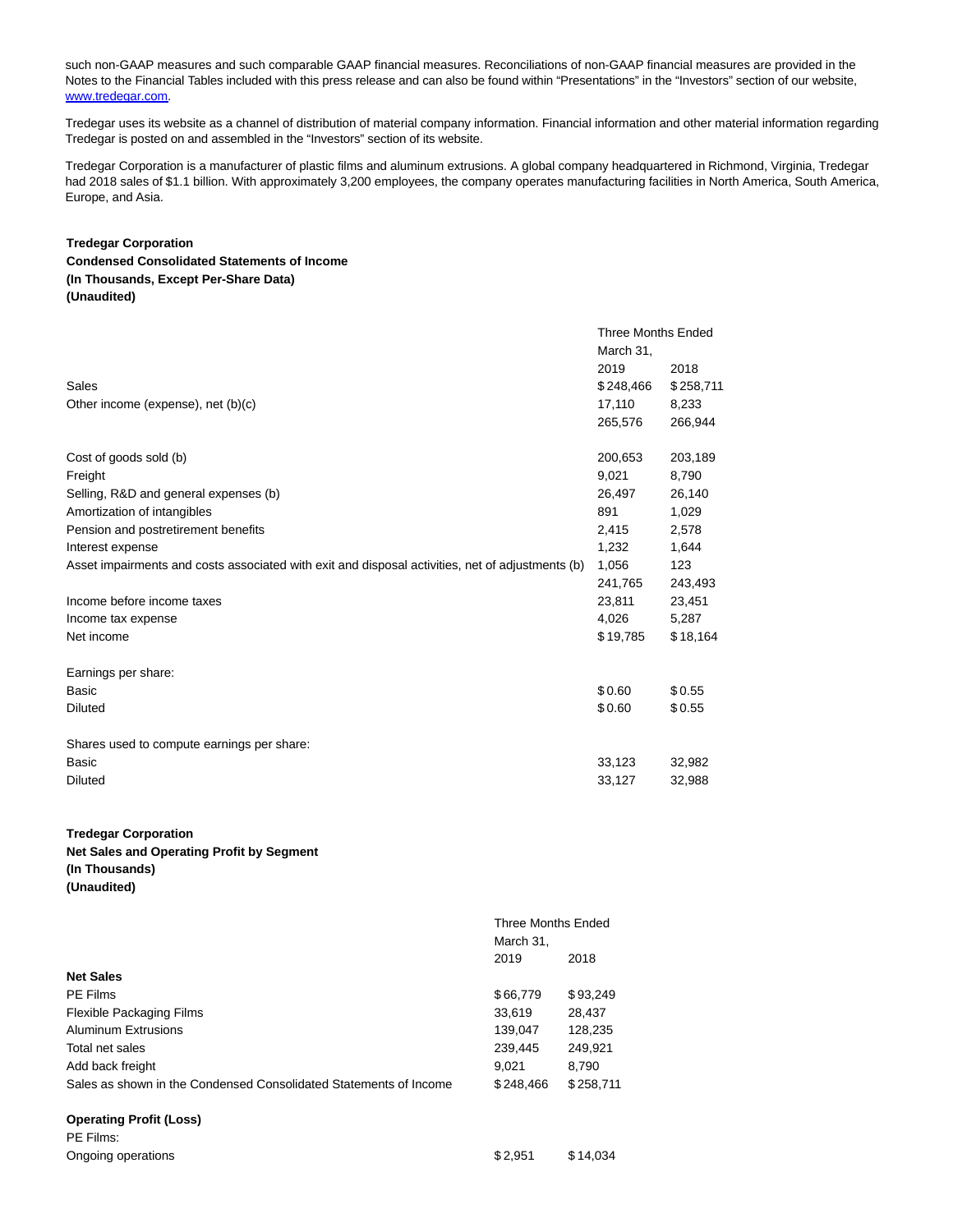such non-GAAP measures and such comparable GAAP financial measures. Reconciliations of non-GAAP financial measures are provided in the Notes to the Financial Tables included with this press release and can also be found within "Presentations" in the "Investors" section of our website, www.tredegar.com.

Tredegar uses its website as a channel of distribution of material company information. Financial information and other material information regarding Tredegar is posted on and assembled in the "Investors" section of its website.

Tredegar Corporation is a manufacturer of plastic films and aluminum extrusions. A global company headquartered in Richmond, Virginia, Tredegar had 2018 sales of $1.1 billion. With approximately 3,200 employees, the company operates manufacturing facilities in North America, South America, Europe, and Asia.

**Tredegar Corporation**
**Condensed Consolidated Statements of Income**
**(In Thousands, Except Per-Share Data)**
**(Unaudited)**

| | Three Months Ended March 31, | |
|---|---|---|
| | 2019 | 2018 |
| Sales | $248,466 | $258,711 |
| Other income (expense), net (b)(c) | 17,110 | 8,233 |
| | 265,576 | 266,944 |
| | | |
| Cost of goods sold (b) | 200,653 | 203,189 |
| Freight | 9,021 | 8,790 |
| Selling, R&D and general expenses (b) | 26,497 | 26,140 |
| Amortization of intangibles | 891 | 1,029 |
| Pension and postretirement benefits | 2,415 | 2,578 |
| Interest expense | 1,232 | 1,644 |
| Asset impairments and costs associated with exit and disposal activities, net of adjustments (b) | 1,056 | 123 |
| | 241,765 | 243,493 |
| Income before income taxes | 23,811 | 23,451 |
| Income tax expense | 4,026 | 5,287 |
| Net income | $19,785 | $18,164 |
| | | |
| Earnings per share: | | |
| Basic | $0.60 | $0.55 |
| Diluted | $0.60 | $0.55 |
| | | |
| Shares used to compute earnings per share: | | |
| Basic | 33,123 | 32,982 |
| Diluted | 33,127 | 32,988 |

**Tredegar Corporation**
**Net Sales and Operating Profit by Segment**
**(In Thousands)**
**(Unaudited)**

| | Three Months Ended March 31, | |
|---|---|---|
| | 2019 | 2018 |
| **Net Sales** | | |
| PE Films | $66,779 | $93,249 |
| Flexible Packaging Films | 33,619 | 28,437 |
| Aluminum Extrusions | 139,047 | 128,235 |
| Total net sales | 239,445 | 249,921 |
| Add back freight | 9,021 | 8,790 |
| Sales as shown in the Condensed Consolidated Statements of Income | $248,466 | $258,711 |
| | | |
| **Operating Profit (Loss)** | | |
| PE Films: | | |
| Ongoing operations | $2,951 | $14,034 |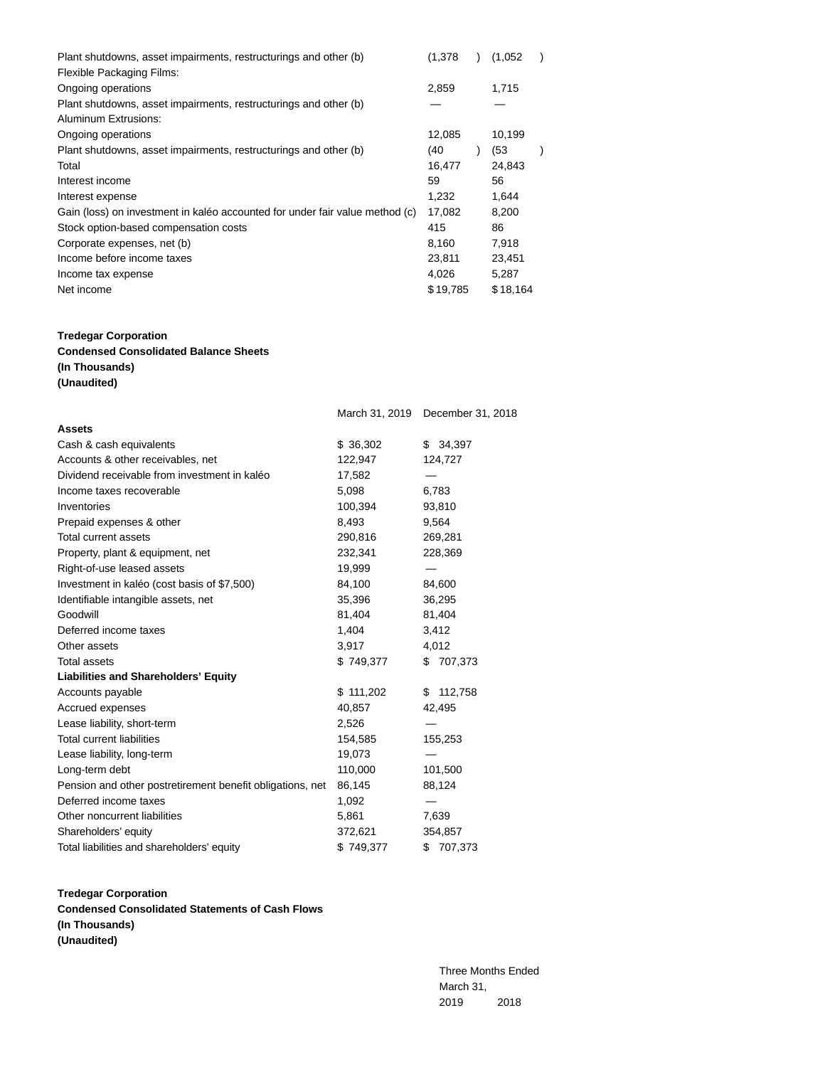| | | |
|---|---|---|
| Plant shutdowns, asset impairments, restructurings and other (b) | (1,378 ) | (1,052 ) |
| Flexible Packaging Films: | | |
| Ongoing operations | 2,859 | 1,715 |
| Plant shutdowns, asset impairments, restructurings and other (b) | — | — |
| Aluminum Extrusions: | | |
| Ongoing operations | 12,085 | 10,199 |
| Plant shutdowns, asset impairments, restructurings and other (b) | (40 ) | (53 ) |
| Total | 16,477 | 24,843 |
| Interest income | 59 | 56 |
| Interest expense | 1,232 | 1,644 |
| Gain (loss) on investment in kaléo accounted for under fair value method (c) | 17,082 | 8,200 |
| Stock option-based compensation costs | 415 | 86 |
| Corporate expenses, net (b) | 8,160 | 7,918 |
| Income before income taxes | 23,811 | 23,451 |
| Income tax expense | 4,026 | 5,287 |
| Net income | $ 19,785 | $ 18,164 |

**Tredegar Corporation**
**Condensed Consolidated Balance Sheets**
**(In Thousands)**
**(Unaudited)**

| | March 31, 2019 | December 31, 2018 |
|---|---|---|
| **Assets** | | |
| Cash & cash equivalents | $ 36,302 | $ 34,397 |
| Accounts & other receivables, net | 122,947 | 124,727 |
| Dividend receivable from investment in kaléo | 17,582 | — |
| Income taxes recoverable | 5,098 | 6,783 |
| Inventories | 100,394 | 93,810 |
| Prepaid expenses & other | 8,493 | 9,564 |
| Total current assets | 290,816 | 269,281 |
| Property, plant & equipment, net | 232,341 | 228,369 |
| Right-of-use leased assets | 19,999 | — |
| Investment in kaléo (cost basis of $7,500) | 84,100 | 84,600 |
| Identifiable intangible assets, net | 35,396 | 36,295 |
| Goodwill | 81,404 | 81,404 |
| Deferred income taxes | 1,404 | 3,412 |
| Other assets | 3,917 | 4,012 |
| Total assets | $ 749,377 | $ 707,373 |
| **Liabilities and Shareholders' Equity** | | |
| Accounts payable | $ 111,202 | $ 112,758 |
| Accrued expenses | 40,857 | 42,495 |
| Lease liability, short-term | 2,526 | — |
| Total current liabilities | 154,585 | 155,253 |
| Lease liability, long-term | 19,073 | — |
| Long-term debt | 110,000 | 101,500 |
| Pension and other postretirement benefit obligations, net | 86,145 | 88,124 |
| Deferred income taxes | 1,092 | — |
| Other noncurrent liabilities | 5,861 | 7,639 |
| Shareholders' equity | 372,621 | 354,857 |
| Total liabilities and shareholders' equity | $ 749,377 | $ 707,373 |

**Tredegar Corporation**
**Condensed Consolidated Statements of Cash Flows**
**(In Thousands)**
**(Unaudited)**

| | Three Months Ended March 31, | |
|---|---|---|
| | 2019 | 2018 |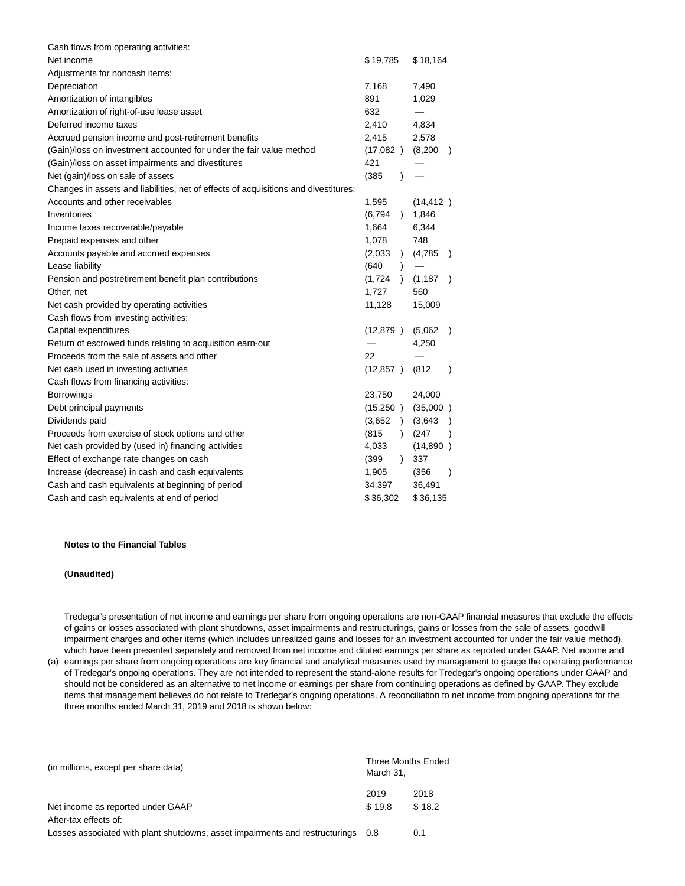| | | |
|---|---|---|
| Cash flows from operating activities: | | |
| Net income | $ 19,785 | $ 18,164 |
| Adjustments for noncash items: | | |
| Depreciation | 7,168 | 7,490 |
| Amortization of intangibles | 891 | 1,029 |
| Amortization of right-of-use lease asset | 632 | — |
| Deferred income taxes | 2,410 | 4,834 |
| Accrued pension income and post-retirement benefits | 2,415 | 2,578 |
| (Gain)/loss on investment accounted for under the fair value method | (17,082 ) | (8,200 ) |
| (Gain)/loss on asset impairments and divestitures | 421 | — |
| Net (gain)/loss on sale of assets | (385 ) | — |
| Changes in assets and liabilities, net of effects of acquisitions and divestitures: | | |
| Accounts and other receivables | 1,595 | (14,412 ) |
| Inventories | (6,794 ) | 1,846 |
| Income taxes recoverable/payable | 1,664 | 6,344 |
| Prepaid expenses and other | 1,078 | 748 |
| Accounts payable and accrued expenses | (2,033 ) | (4,785 ) |
| Lease liability | (640 ) | — |
| Pension and postretirement benefit plan contributions | (1,724 ) | (1,187 ) |
| Other, net | 1,727 | 560 |
| Net cash provided by operating activities | 11,128 | 15,009 |
| Cash flows from investing activities: | | |
| Capital expenditures | (12,879 ) | (5,062 ) |
| Return of escrowed funds relating to acquisition earn-out | — | 4,250 |
| Proceeds from the sale of assets and other | 22 | — |
| Net cash used in investing activities | (12,857 ) | (812 ) |
| Cash flows from financing activities: | | |
| Borrowings | 23,750 | 24,000 |
| Debt principal payments | (15,250 ) | (35,000 ) |
| Dividends paid | (3,652 ) | (3,643 ) |
| Proceeds from exercise of stock options and other | (815 ) | (247 ) |
| Net cash provided by (used in) financing activities | 4,033 | (14,890 ) |
| Effect of exchange rate changes on cash | (399 ) | 337 |
| Increase (decrease) in cash and cash equivalents | 1,905 | (356 ) |
| Cash and cash equivalents at beginning of period | 34,397 | 36,491 |
| Cash and cash equivalents at end of period | $ 36,302 | $ 36,135 |

**Notes to the Financial Tables**

**(Unaudited)**

(a) Tredegar's presentation of net income and earnings per share from ongoing operations are non-GAAP financial measures that exclude the effects of gains or losses associated with plant shutdowns, asset impairments and restructurings, gains or losses from the sale of assets, goodwill impairment charges and other items (which includes unrealized gains and losses for an investment accounted for under the fair value method), which have been presented separately and removed from net income and diluted earnings per share as reported under GAAP. Net income and earnings per share from ongoing operations are key financial and analytical measures used by management to gauge the operating performance of Tredegar's ongoing operations. They are not intended to represent the stand-alone results for Tredegar's ongoing operations under GAAP and should not be considered as an alternative to net income or earnings per share from continuing operations as defined by GAAP. They exclude items that management believes do not relate to Tredegar's ongoing operations. A reconciliation to net income from ongoing operations for the three months ended March 31, 2019 and 2018 is shown below:

| (in millions, except per share data) | Three Months Ended March 31, | |
|---|---|---|
| | 2019 | 2018 |
| Net income as reported under GAAP | $ 19.8 | $ 18.2 |
| After-tax effects of: | | |
| Losses associated with plant shutdowns, asset impairments and restructurings | 0.8 | 0.1 |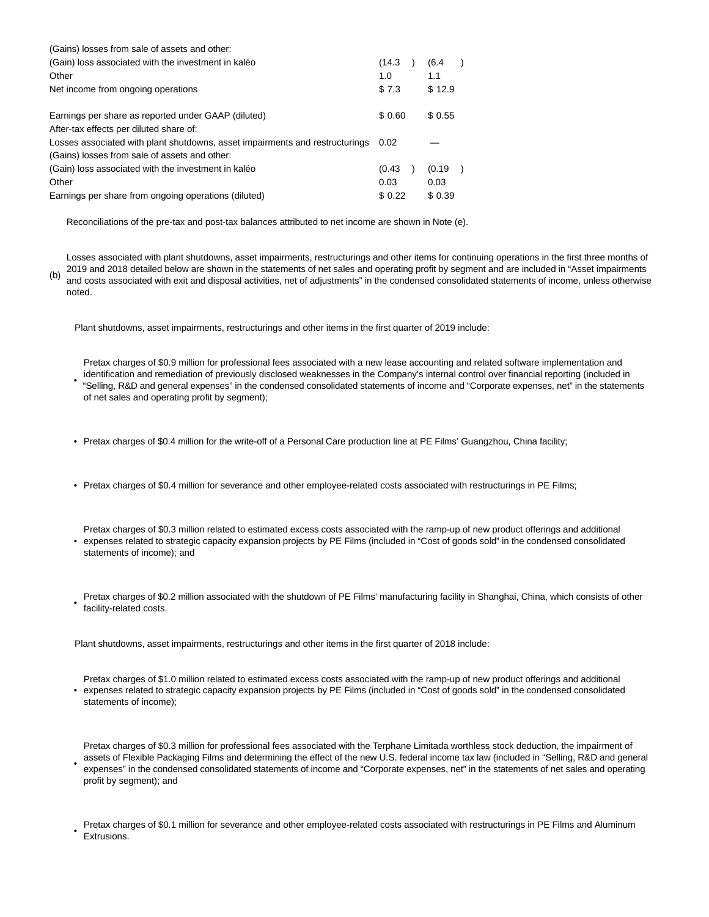| | | |
|---|---|---|
| (Gains) losses from sale of assets and other: | | |
| (Gain) loss associated with the investment in kaléo | (14.3 ) | (6.4 ) |
| Other | 1.0 | 1.1 |
| Net income from ongoing operations | $ 7.3 | $ 12.9 |
| | | |
| Earnings per share as reported under GAAP (diluted) | $ 0.60 | $ 0.55 |
| After-tax effects per diluted share of: | | |
| Losses associated with plant shutdowns, asset impairments and restructurings | 0.02 | — |
| (Gains) losses from sale of assets and other: | | |
| (Gain) loss associated with the investment in kaléo | (0.43 ) | (0.19 ) |
| Other | 0.03 | 0.03 |
| Earnings per share from ongoing operations (diluted) | $ 0.22 | $ 0.39 |

Reconciliations of the pre-tax and post-tax balances attributed to net income are shown in Note (e).

(b) Losses associated with plant shutdowns, asset impairments, restructurings and other items for continuing operations in the first three months of 2019 and 2018 detailed below are shown in the statements of net sales and operating profit by segment and are included in "Asset impairments and costs associated with exit and disposal activities, net of adjustments" in the condensed consolidated statements of income, unless otherwise noted.

Plant shutdowns, asset impairments, restructurings and other items in the first quarter of 2019 include:

- Pretax charges of $0.9 million for professional fees associated with a new lease accounting and related software implementation and identification and remediation of previously disclosed weaknesses in the Company's internal control over financial reporting (included in "Selling, R&D and general expenses" in the condensed consolidated statements of income and "Corporate expenses, net" in the statements of net sales and operating profit by segment);
- Pretax charges of $0.4 million for the write-off of a Personal Care production line at PE Films' Guangzhou, China facility;
- Pretax charges of $0.4 million for severance and other employee-related costs associated with restructurings in PE Films;
- Pretax charges of $0.3 million related to estimated excess costs associated with the ramp-up of new product offerings and additional expenses related to strategic capacity expansion projects by PE Films (included in "Cost of goods sold" in the condensed consolidated statements of income); and
- Pretax charges of $0.2 million associated with the shutdown of PE Films' manufacturing facility in Shanghai, China, which consists of other facility-related costs.

Plant shutdowns, asset impairments, restructurings and other items in the first quarter of 2018 include:

- Pretax charges of $1.0 million related to estimated excess costs associated with the ramp-up of new product offerings and additional expenses related to strategic capacity expansion projects by PE Films (included in "Cost of goods sold" in the condensed consolidated statements of income);
- Pretax charges of $0.3 million for professional fees associated with the Terphane Limitada worthless stock deduction, the impairment of assets of Flexible Packaging Films and determining the effect of the new U.S. federal income tax law (included in "Selling, R&D and general expenses" in the condensed consolidated statements of income and "Corporate expenses, net" in the statements of net sales and operating profit by segment); and
- Pretax charges of $0.1 million for severance and other employee-related costs associated with restructurings in PE Films and Aluminum Extrusions.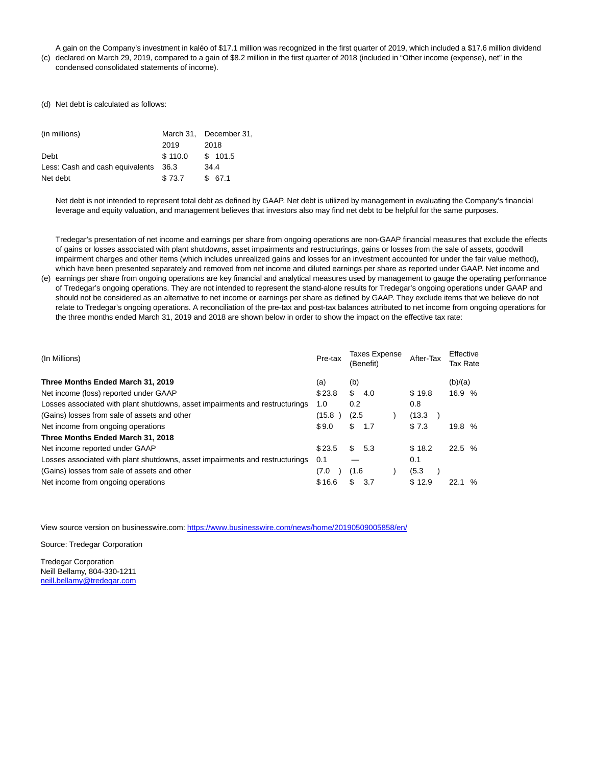(c) A gain on the Company's investment in kaléo of $17.1 million was recognized in the first quarter of 2019, which included a $17.6 million dividend declared on March 29, 2019, compared to a gain of $8.2 million in the first quarter of 2018 (included in "Other income (expense), net" in the condensed consolidated statements of income).

(d) Net debt is calculated as follows:

| (in millions) | March 31, 2019 | December 31, 2018 |
|---|---|---|
| Debt | $ 110.0 | $ 101.5 |
| Less: Cash and cash equivalents | 36.3 | 34.4 |
| Net debt | $ 73.7 | $ 67.1 |

Net debt is not intended to represent total debt as defined by GAAP. Net debt is utilized by management in evaluating the Company's financial leverage and equity valuation, and management believes that investors also may find net debt to be helpful for the same purposes.

(e) Tredegar's presentation of net income and earnings per share from ongoing operations are non-GAAP financial measures that exclude the effects of gains or losses associated with plant shutdowns, asset impairments and restructurings, gains or losses from the sale of assets, goodwill impairment charges and other items (which includes unrealized gains and losses for an investment accounted for under the fair value method), which have been presented separately and removed from net income and diluted earnings per share as reported under GAAP. Net income and earnings per share from ongoing operations are key financial and analytical measures used by management to gauge the operating performance of Tredegar's ongoing operations. They are not intended to represent the stand-alone results for Tredegar's ongoing operations under GAAP and should not be considered as an alternative to net income or earnings per share as defined by GAAP. They exclude items that we believe do not relate to Tredegar's ongoing operations. A reconciliation of the pre-tax and post-tax balances attributed to net income from ongoing operations for the three months ended March 31, 2019 and 2018 are shown below in order to show the impact on the effective tax rate:

| (In Millions) | Pre-tax | Taxes Expense (Benefit) | After-Tax | Effective Tax Rate |
|---|---|---|---|---|
| **Three Months Ended March 31, 2019** | (a) | (b) | | (b)/(a) |
| Net income (loss) reported under GAAP | $ 23.8 | $ 4.0 | $ 19.8 | 16.9 % |
| Losses associated with plant shutdowns, asset impairments and restructurings | 1.0 | 0.2 | 0.8 | |
| (Gains) losses from sale of assets and other | (15.8 ) | (2.5 ) | (13.3 ) | |
| Net income from ongoing operations | $ 9.0 | $ 1.7 | $ 7.3 | 19.8 % |
| **Three Months Ended March 31, 2018** | | | | |
| Net income reported under GAAP | $ 23.5 | $ 5.3 | $ 18.2 | 22.5 % |
| Losses associated with plant shutdowns, asset impairments and restructurings | 0.1 | — | 0.1 | |
| (Gains) losses from sale of assets and other | (7.0 ) | (1.6 ) | (5.3 ) | |
| Net income from ongoing operations | $ 16.6 | $ 3.7 | $ 12.9 | 22.1 % |

View source version on businesswire.com: https://www.businesswire.com/news/home/20190509005858/en/

Source: Tredegar Corporation

Tredegar Corporation
Neill Bellamy, 804-330-1211
neill.bellamy@tredegar.com